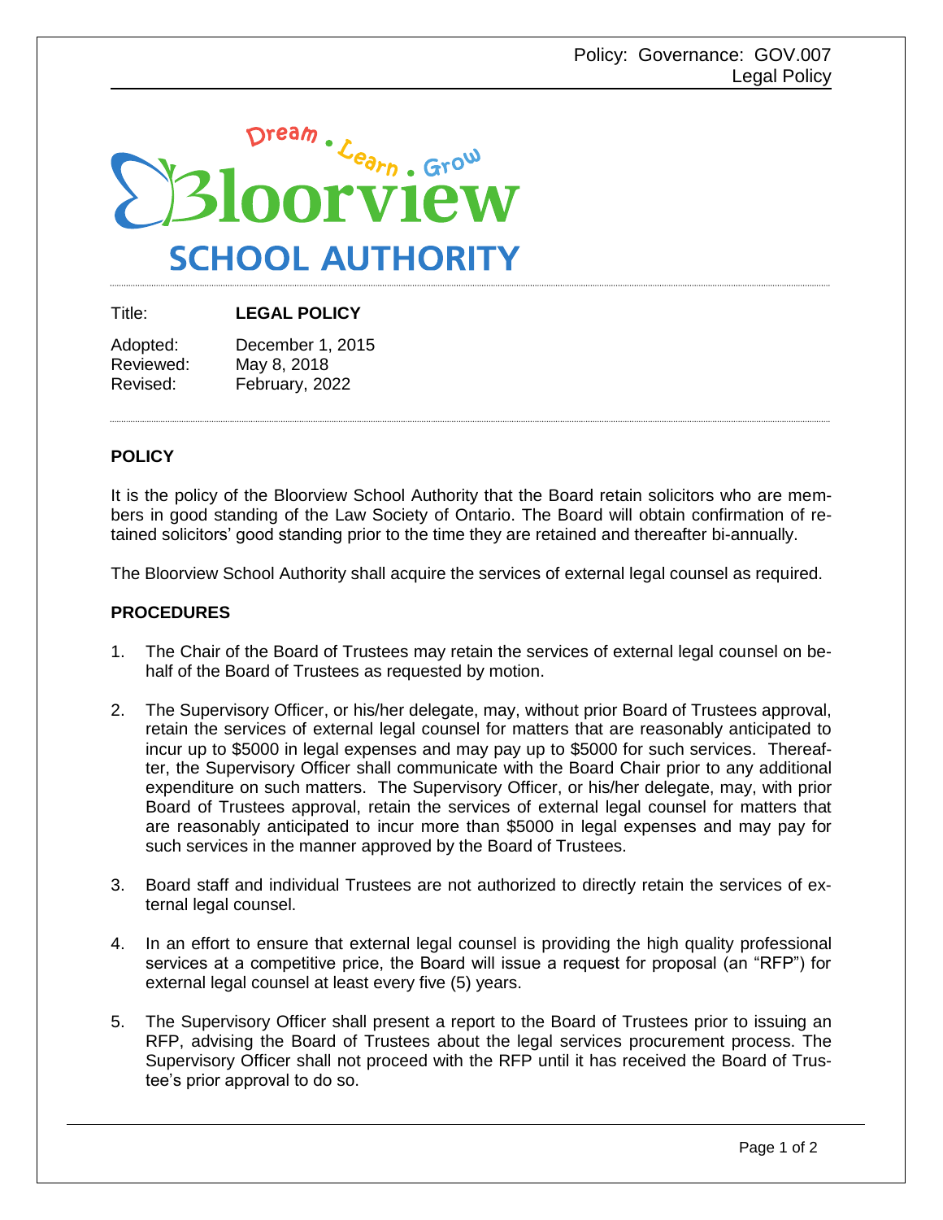Policy: Governance: GOV.007
Legal Policy

Dream • Learn • Grow
Bloorview
SCHOOL AUTHORITY

Title: **LEGAL POLICY**

Adopted: December 1, 2015
Reviewed: May 8, 2018
Revised: February, 2022

## POLICY

It is the policy of the Bloorview School Authority that the Board retain solicitors who are members in good standing of the Law Society of Ontario. The Board will obtain confirmation of retained solicitors' good standing prior to the time they are retained and thereafter bi-annually.

The Bloorview School Authority shall acquire the services of external legal counsel as required.

## PROCEDURES

1. The Chair of the Board of Trustees may retain the services of external legal counsel on behalf of the Board of Trustees as requested by motion.

2. The Supervisory Officer, or his/her delegate, may, without prior Board of Trustees approval, retain the services of external legal counsel for matters that are reasonably anticipated to incur up to $5000 in legal expenses and may pay up to $5000 for such services. Thereafter, the Supervisory Officer shall communicate with the Board Chair prior to any additional expenditure on such matters. The Supervisory Officer, or his/her delegate, may, with prior Board of Trustees approval, retain the services of external legal counsel for matters that are reasonably anticipated to incur more than $5000 in legal expenses and may pay for such services in the manner approved by the Board of Trustees.

3. Board staff and individual Trustees are not authorized to directly retain the services of external legal counsel.

4. In an effort to ensure that external legal counsel is providing the high quality professional services at a competitive price, the Board will issue a request for proposal (an "RFP") for external legal counsel at least every five (5) years.

5. The Supervisory Officer shall present a report to the Board of Trustees prior to issuing an RFP, advising the Board of Trustees about the legal services procurement process. The Supervisory Officer shall not proceed with the RFP until it has received the Board of Trustee's prior approval to do so.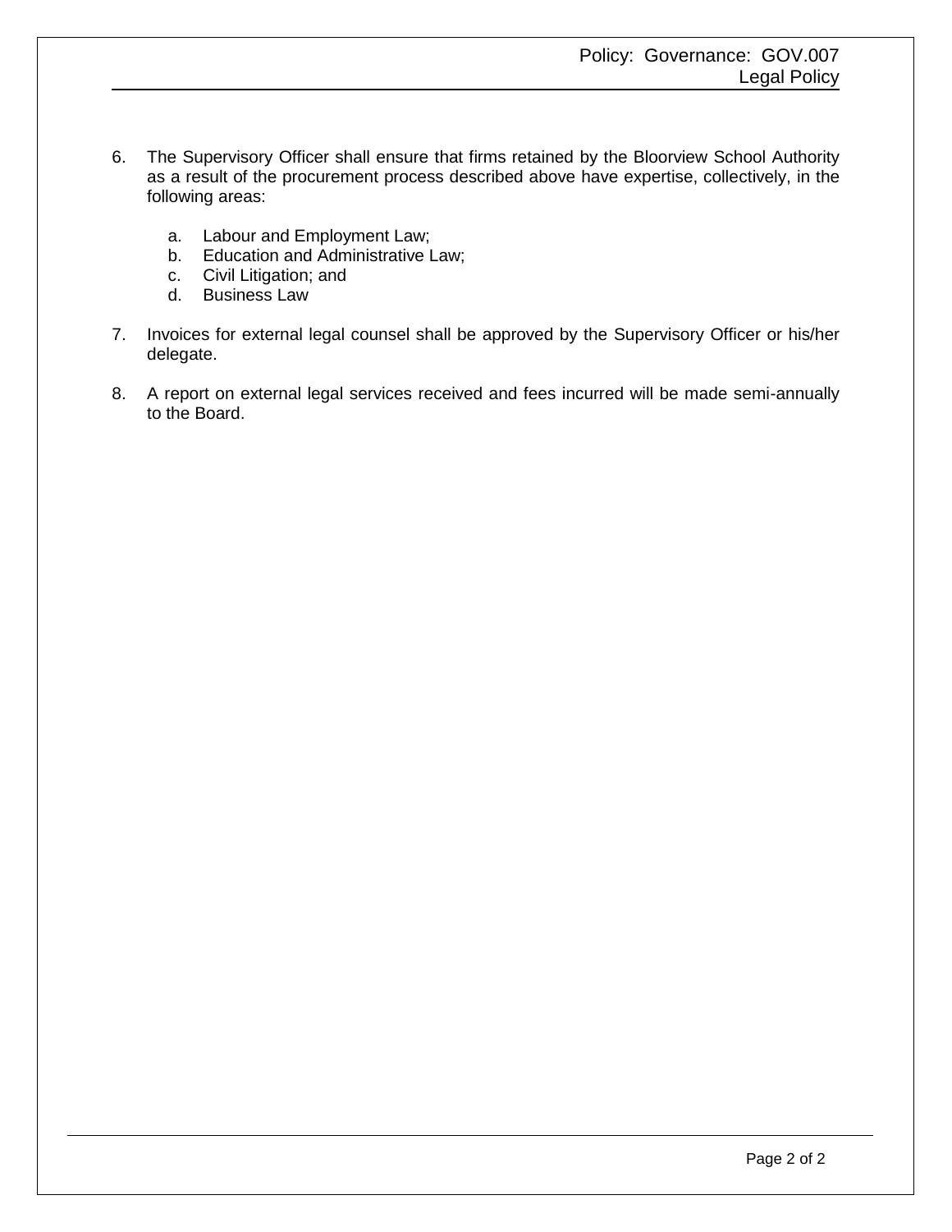6. The Supervisory Officer shall ensure that firms retained by the Bloorview School Authority as a result of the procurement process described above have expertise, collectively, in the following areas:

    a. Labour and Employment Law;
    b. Education and Administrative Law;
    c. Civil Litigation; and
    d. Business Law

7. Invoices for external legal counsel shall be approved by the Supervisory Officer or his/her delegate.

8. A report on external legal services received and fees incurred will be made semi-annually to the Board.